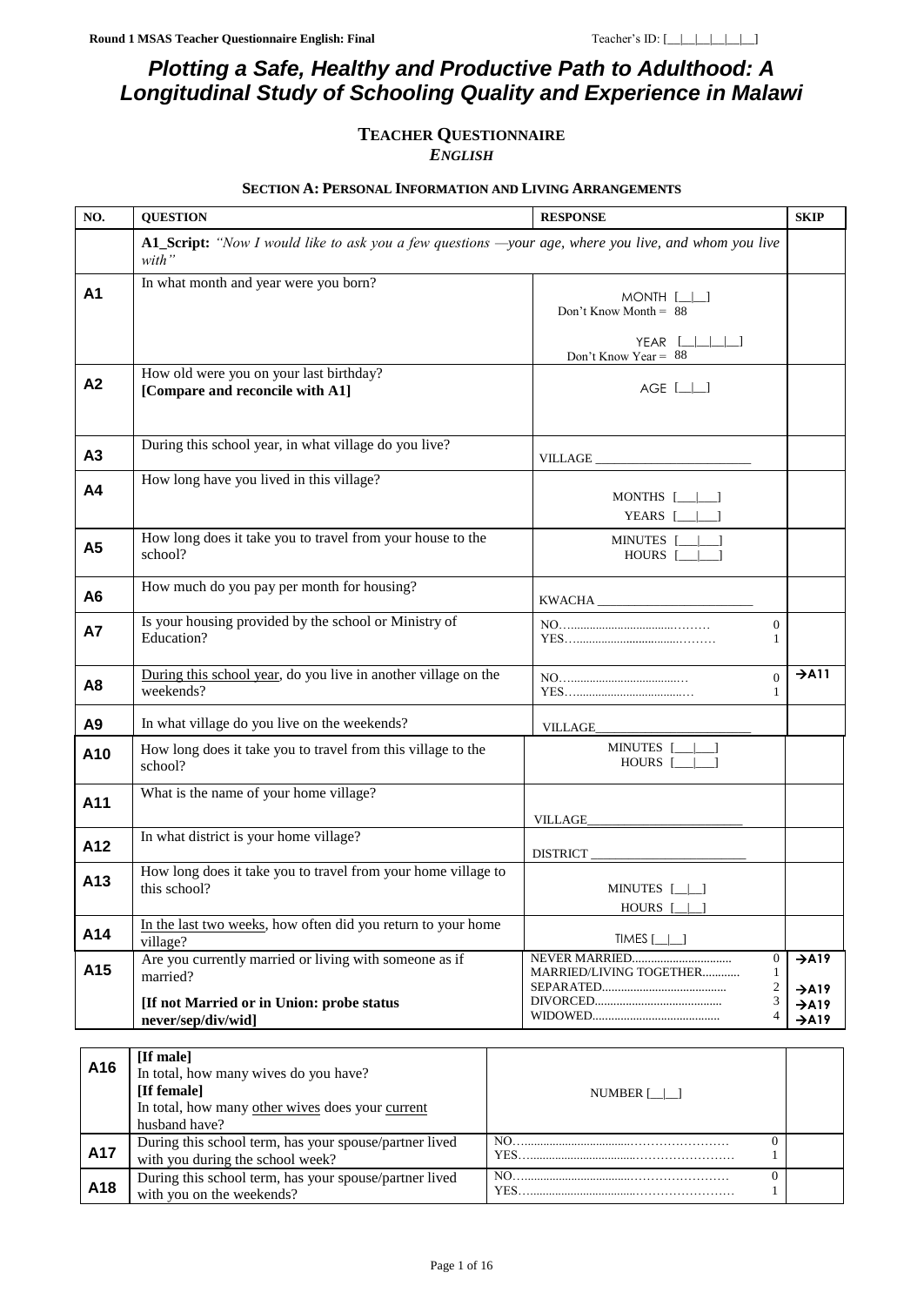**Round 1 MSAS Teacher Questionnaire English: Final** Teacher's ID: [__|__|__|__|__|__]

# Plotting a Safe, Healthy and Productive Path to Adulthood: A Longitudinal Study of Schooling Quality and Experience in Malawi

## TEACHER QUESTIONNAIRE
### *ENGLISH*

#### SECTION A: PERSONAL INFORMATION AND LIVING ARRANGEMENTS

| NO. | QUESTION | RESPONSE | SKIP |
|---|---|---|---|
| | **A1_Script:** *"Now I would like to ask you a few questions —your age, where you live, and whom you live with"* | | |
| **A1** | In what month and year were you born? | MONTH [__\|__]<br>Don't Know Month = 88<br>YEAR [__\|__\|__\|__]<br>Don't Know Year = 88 | |
| **A2** | How old were you on your last birthday?<br>**[Compare and reconcile with A1]** | AGE [__\|__] | |
| **A3** | During this school year, in what village do you live? | VILLAGE ____________________ | |
| **A4** | How long have you lived in this village? | MONTHS [__\|__]<br>YEARS [__\|__] | |
| **A5** | How long does it take you to travel from your house to the school? | MINUTES [__\|__]<br>HOURS [__\|__] | |
| **A6** | How much do you pay per month for housing? | KWACHA ____________________ | |
| **A7** | Is your housing provided by the school or Ministry of Education? | NO.......... 0<br>YES.......... 1 | |
| **A8** | <u>During this school year</u>, do you live in another village on the weekends? | NO.......... 0<br>YES.......... 1 | →A11 |
| **A9** | In what village do you live on the weekends? | VILLAGE____________________ | |
| **A10** | How long does it take you to travel from this village to the school? | MINUTES [__\|__]<br>HOURS [__\|__] | |
| **A11** | What is the name of your home village? | VILLAGE____________________ | |
| **A12** | In what district is your home village? | DISTRICT ____________________ | |
| **A13** | How long does it take you to travel from your home village to this school? | MINUTES [__\|__]<br>HOURS [__\|__] | |
| **A14** | <u>In the last two weeks</u>, how often did you return to your home village? | TIMES [__\|__] | |
| **A15** | Are you currently married or living with someone as if married?<br>**[If not Married or in Union: probe status never/sep/div/wid]** | NEVER MARRIED.......... 0<br>MARRIED/LIVING TOGETHER.......... 1<br>SEPARATED.......... 2<br>DIVORCED.......... 3<br>WIDOWED.......... 4 | →A19<br><br>→A19<br>→A19<br>→A19 |

| | | | |
|---|---|---|---|
| **A16** | **[If male]**<br>In total, how many wives do you have?<br>**[If female]**<br>In total, how many <u>other wives</u> does your <u>current</u> husband have? | NUMBER [__\|__] | |
| **A17** | During this school term, has your spouse/partner lived with you during the school week? | NO.......... 0<br>YES.......... 1 | |
| **A18** | During this school term, has your spouse/partner lived with you on the weekends? | NO.......... 0<br>YES.......... 1 | |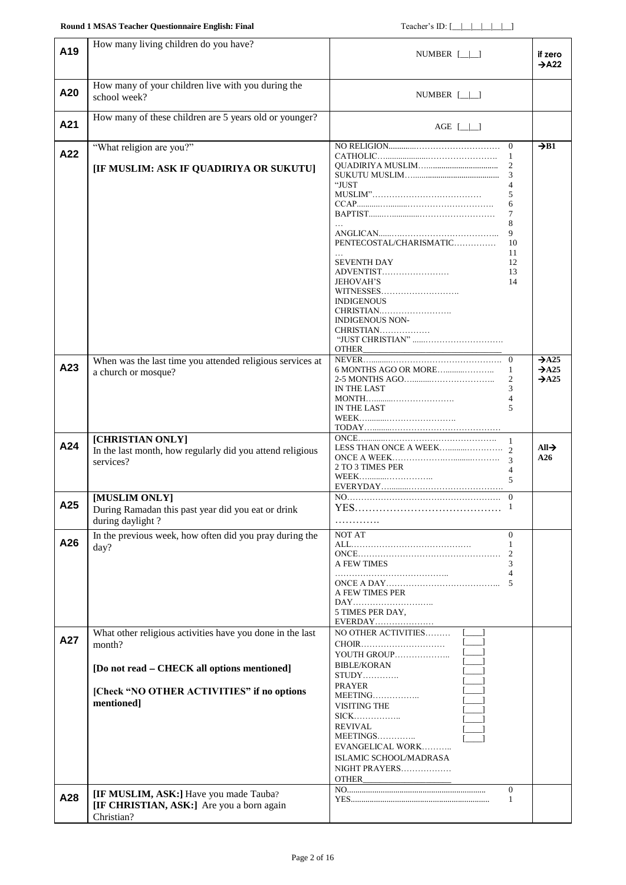| | Question | Response | Skip |
|---|---|---|---|
| **A19** | How many living children do you have? | NUMBER [__\|__] | if zero →A22 |
| **A20** | How many of your children live with you during the school week? | NUMBER [__\|__] | |
| **A21** | How many of these children are 5 years old or younger? | AGE [__\|__] | |
| **A22** | "What religion are you?"<br><br>**[IF MUSLIM: ASK IF QUADIRIYA OR SUKUTU]** | NO RELIGION.......... 0<br>CATHOLIC.......... 1<br>QUADIRIYA MUSLIM.......... 2<br>SUKUTU MUSLIM.......... 3<br>"JUST MUSLIM".......... 4<br>CCAP.......... 5<br>BAPTIST.......... 6<br>... 7<br>ANGLICAN.......... 8<br>PENTECOSTAL/CHARISMATIC.......... 9<br>... 10<br>SEVENTH DAY ADVENTIST.......... 11<br>JEHOVAH'S WITNESSES.......... 12<br>INDIGENOUS CHRISTIAN.......... 13<br>INDIGENOUS NON-CHRISTIAN.......... 14<br>"JUST CHRISTIAN" ..........<br>OTHER_______________ | →B1 |
| **A23** | When was the last time you attended religious services at a church or mosque? | NEVER.......... 0<br>6 MONTHS AGO OR MORE.......... 1<br>2-5 MONTHS AGO.......... 2<br>IN THE LAST MONTH.......... 3<br>IN THE LAST WEEK.......... 4<br>TODAY.......... 5 | →A25<br>→A25<br>→A25 |
| **A24** | **[CHRISTIAN ONLY]**<br>In the last month, how regularly did you attend religious services? | ONCE.......... 1<br>LESS THAN ONCE A WEEK.......... 2<br>ONCE A WEEK.......... 3<br>2 TO 3 TIMES PER WEEK.......... 4<br>EVERYDAY.......... 5 | All→ A26 |
| **A25** | **[MUSLIM ONLY]**<br>During Ramadan this past year did you eat or drink during daylight ? | NO.......... 0<br>YES.......... 1 | |
| **A26** | In the previous week, how often did you pray during the day? | NOT AT ALL.......... 0<br>ONCE.......... 1<br>A FEW TIMES.......... 2<br>ONCE A DAY.......... 3<br>A FEW TIMES PER DAY.......... 4<br>5 TIMES PER DAY, EVERDAY.......... 5 | |
| **A27** | What other religious activities have you done in the last month?<br><br>**[Do not read – CHECK all options mentioned]**<br><br>**[Check "NO OTHER ACTIVITIES" if no options mentioned]** | NO OTHER ACTIVITIES.......... [____]<br>CHOIR.......... [____]<br>YOUTH GROUP.......... [____]<br>BIBLE/KORAN STUDY.......... [____]<br>PRAYER MEETING.......... [____]<br>VISITING THE SICK.......... [____]<br>REVIVAL MEETINGS.......... [____]<br>EVANGELICAL WORK.......... [____]<br>ISLAMIC SCHOOL/MADRASA [____]<br>NIGHT PRAYERS.......... [____]<br>OTHER_______________ | |
| **A28** | **[IF MUSLIM, ASK:]** Have you made Tauba?<br>**[IF CHRISTIAN, ASK:]** Are you a born again Christian? | NO.......... 0<br>YES.......... 1 | |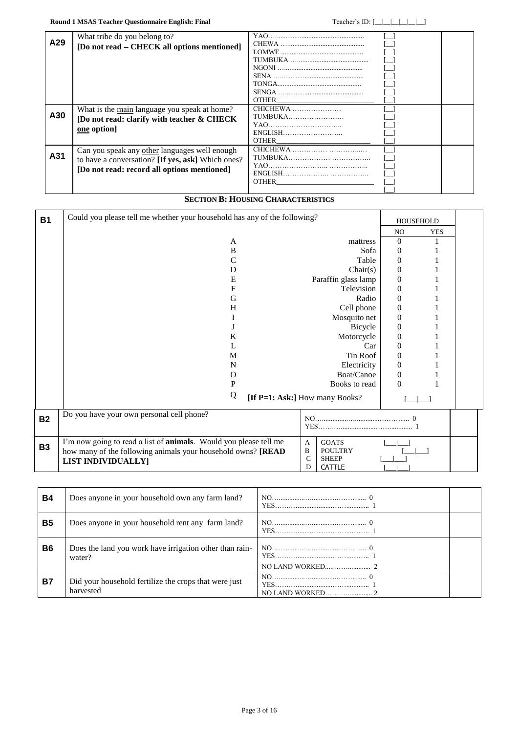| | | | |
|---|---|---|---|
| **A29** | What tribe do you belong to? **[Do not read – CHECK all options mentioned]** | YAO……………………………………………… [__]<br>CHEWA ……………………………………… [__]<br>LOMWE ……………………………………… [__]<br>TUMBUKA …………………………………… [__]<br>NGONI ………………………………………… [__]<br>SENA …………………………………………… [__]<br>TONGA………………………………………… [__]<br>SENGA ………………………………………… [__]<br>OTHER_______________________ [__] | |
| **A30** | What is the <u>main</u> language you speak at home? **[Do not read: clarify with teacher & CHECK <u>one</u> option]** | CHICHEWA ………………… [__]<br>TUMBUKA…………………… [__]<br>YAO………………………….. [__]<br>ENGLISH…………………….. [__]<br>OTHER_______________________ [__] | |
| **A31** | Can you speak any <u>other</u> languages well enough to have a conversation? **[If yes, ask]** Which ones? **[Do not read: record all options mentioned]** | CHICHEWA …………… ……………… [__]<br>TUMBUKA……………… …………….. [__]<br>YAO…………………….. …………….. [__]<br>ENGLISH……………….. …………….. [__]<br>OTHER_______________________ [__]<br>[__] | |

## SECTION B: HOUSING CHARACTERISTICS

**B1** Could you please tell me whether your household has any of the following?

| | | HOUSEHOLD NO | HOUSEHOLD YES |
|---|---|---|---|
| A | mattress | 0 | 1 |
| B | Sofa | 0 | 1 |
| C | Table | 0 | 1 |
| D | Chair(s) | 0 | 1 |
| E | Paraffin glass lamp | 0 | 1 |
| F | Television | 0 | 1 |
| G | Radio | 0 | 1 |
| H | Cell phone | 0 | 1 |
| I | Mosquito net | 0 | 1 |
| J | Bicycle | 0 | 1 |
| K | Motorcycle | 0 | 1 |
| L | Car | 0 | 1 |
| M | Tin Roof | 0 | 1 |
| N | Electricity | 0 | 1 |
| O | Boat/Canoe | 0 | 1 |
| P | Books to read | 0 | 1 |
| Q | **[If P=1: Ask:]** How many Books? | [___\|___] | |

| | | | |
|---|---|---|---|
| **B2** | Do you have your own personal cell phone? | NO……………………………………… 0<br>YES……………………………………… 1 | |
| **B3** | I'm now going to read a list of **animals**. Would you please tell me how many of the following animals your household owns? **[READ LIST INDIVIDUALLY]** | A GOATS [___\|___]<br>B POULTRY [___\|___\|___]<br>C SHEEP [___\|___]<br>D CATTLE [___\|___] | |

| | | | |
|---|---|---|---|
| **B4** | Does anyone in your household own any farm land? | NO……………………………………… 0<br>YES……………………………………… 1 | |
| **B5** | Does anyone in your household rent any farm land? | NO……………………………………… 0<br>YES……………………………………… 1 | |
| **B6** | Does the land you work have irrigation other than rain-water? | NO……………………………………… 0<br>YES……………………………………… 1<br>NO LAND WORKED……………… 2 | |
| **B7** | Did your household fertilize the crops that were just harvested | NO……………………………………… 0<br>YES……………………………………… 1<br>NO LAND WORKED……………… 2 | |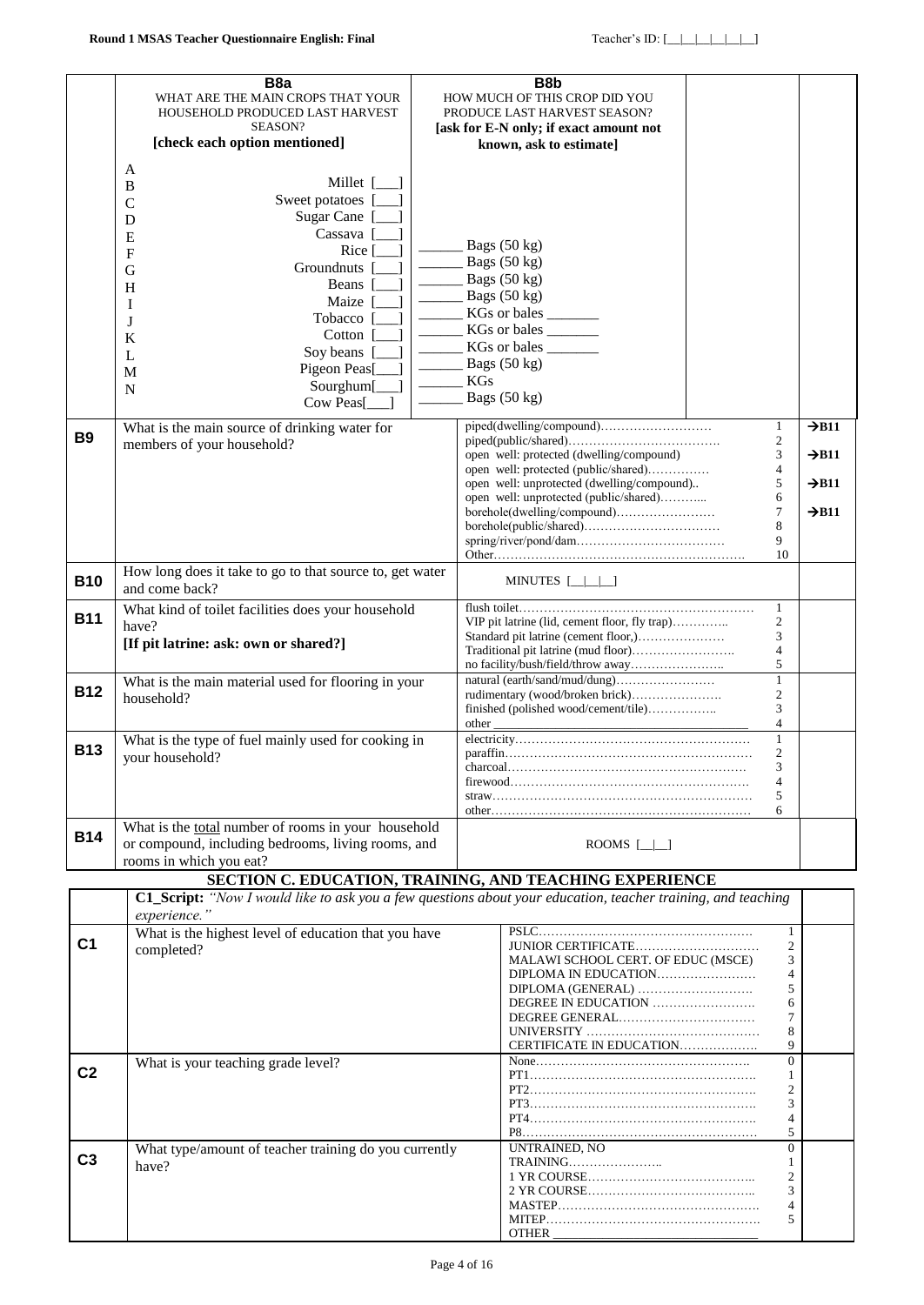| | B8a<br>WHAT ARE THE MAIN CROPS THAT YOUR HOUSEHOLD PRODUCED LAST HARVEST SEASON?<br>**[check each option mentioned]** | B8b<br>HOW MUCH OF THIS CROP DID YOU PRODUCE LAST HARVEST SEASON?<br>**[ask for E-N only; if exact amount not known, ask to estimate]** | | |
|---|---|---|---|---|
| | A | | | |
| | B Millet [___] | | | |
| | C Sweet potatoes [___] | | | |
| | D Sugar Cane [___] | | | |
| | E Cassava [___] | ______ Bags (50 kg) | | |
| | F Rice [___] | ______ Bags (50 kg) | | |
| | G Groundnuts [___] | ______ Bags (50 kg) | | |
| | H Beans [___] | ______ Bags (50 kg) | | |
| | I Maize [___] | ______ KGs or bales _______ | | |
| | J Tobacco [___] | ______ KGs or bales _______ | | |
| | K Cotton [___] | ______ KGs or bales _______ | | |
| | L Soy beans [___] | ______ Bags (50 kg) | | |
| | M Pigeon Peas[___] | ______ KGs | | |
| | N Sourghum[___] Cow Peas[___] | ______ Bags (50 kg) | | |
| **B9** | What is the main source of drinking water for members of your household? | piped(dwelling/compound)……………………… | 1 | →B11 |
| | | piped(public/shared)……………………………… | 2 | |
| | | open well: protected (dwelling/compound) | 3 | →B11 |
| | | open well: protected (public/shared)…………… | 4 | |
| | | open well: unprotected (dwelling/compound).. | 5 | →B11 |
| | | open well: unprotected (public/shared)……….. | 6 | |
| | | borehole(dwelling/compound)…………………… | 7 | →B11 |
| | | borehole(public/shared)…………………………… | 8 | |
| | | spring/river/pond/dam……………………………… | 9 | |
| | | Other……………………………………………………. | 10 | |
| **B10** | How long does it take to go to that source to, get water and come back? | MINUTES [__|__|__] | | |
| **B11** | What kind of toilet facilities does your household have?<br>**[If pit latrine: ask: own or shared?]** | flush toilet……………………………………………… | 1 | |
| | | VIP pit latrine (lid, cement floor, fly trap)………….. | 2 | |
| | | Standard pit latrine (cement floor,)………………… | 3 | |
| | | Traditional pit latrine (mud floor)……………………. | 4 | |
| | | no facility/bush/field/throw away………………….. | 5 | |
| **B12** | What is the main material used for flooring in your household? | natural (earth/sand/mud/dung)…………………… | 1 | |
| | | rudimentary (wood/broken brick)…………………. | 2 | |
| | | finished (polished wood/cement/tile)…………….. | 3 | |
| | | other _______________________________ | 4 | |
| **B13** | What is the type of fuel mainly used for cooking in your household? | electricity……………………………………………… | 1 | |
| | | paraffin………………………………………………… | 2 | |
| | | charcoal……………………………………………… | 3 | |
| | | firewood……………………………………………… | 4 | |
| | | straw…………………………………………………… | 5 | |
| | | other…………………………………………………… | 6 | |
| **B14** | What is the total number of rooms in your household or compound, including bedrooms, living rooms, and rooms in which you eat? | ROOMS [__|__] | | |

## SECTION C. EDUCATION, TRAINING, AND TEACHING EXPERIENCE

| | **C1_Script:** *"Now I would like to ask you a few questions about your education, teacher training, and teaching experience."* | | | |
|---|---|---|---|---|
| **C1** | What is the highest level of education that you have completed? | PSLC……………………………………………… | 1 | |
| | | JUNIOR CERTIFICATE………………………… | 2 | |
| | | MALAWI SCHOOL CERT. OF EDUC (MSCE) | 3 | |
| | | DIPLOMA IN EDUCATION…………………… | 4 | |
| | | DIPLOMA (GENERAL) ………………………. | 5 | |
| | | DEGREE IN EDUCATION ……………………. | 6 | |
| | | DEGREE GENERAL…………………………… | 7 | |
| | | UNIVERSITY …………………………………… | 8 | |
| | | CERTIFICATE IN EDUCATION……………… | 9 | |
| **C2** | What is your teaching grade level? | None……………………………………………. | 0 | |
| | | PT1……………………………………………… | 1 | |
| | | PT2……………………………………………… | 2 | |
| | | PT3……………………………………………… | 3 | |
| | | PT4……………………………………………… | 4 | |
| | | P8……………………………………………… | 5 | |
| **C3** | What type/amount of teacher training do you currently have? | UNTRAINED, NO TRAINING………………….. | 0 | |
| | | 1 YR COURSE………………………………….. | 1 | |
| | | 2 YR COURSE………………………………….. | 2 | |
| | | MASTEP…………………………………………. | 3 | |
| | | MITEP……………………………………………. | 4 | |
| | | OTHER _____________________________ | 5 | |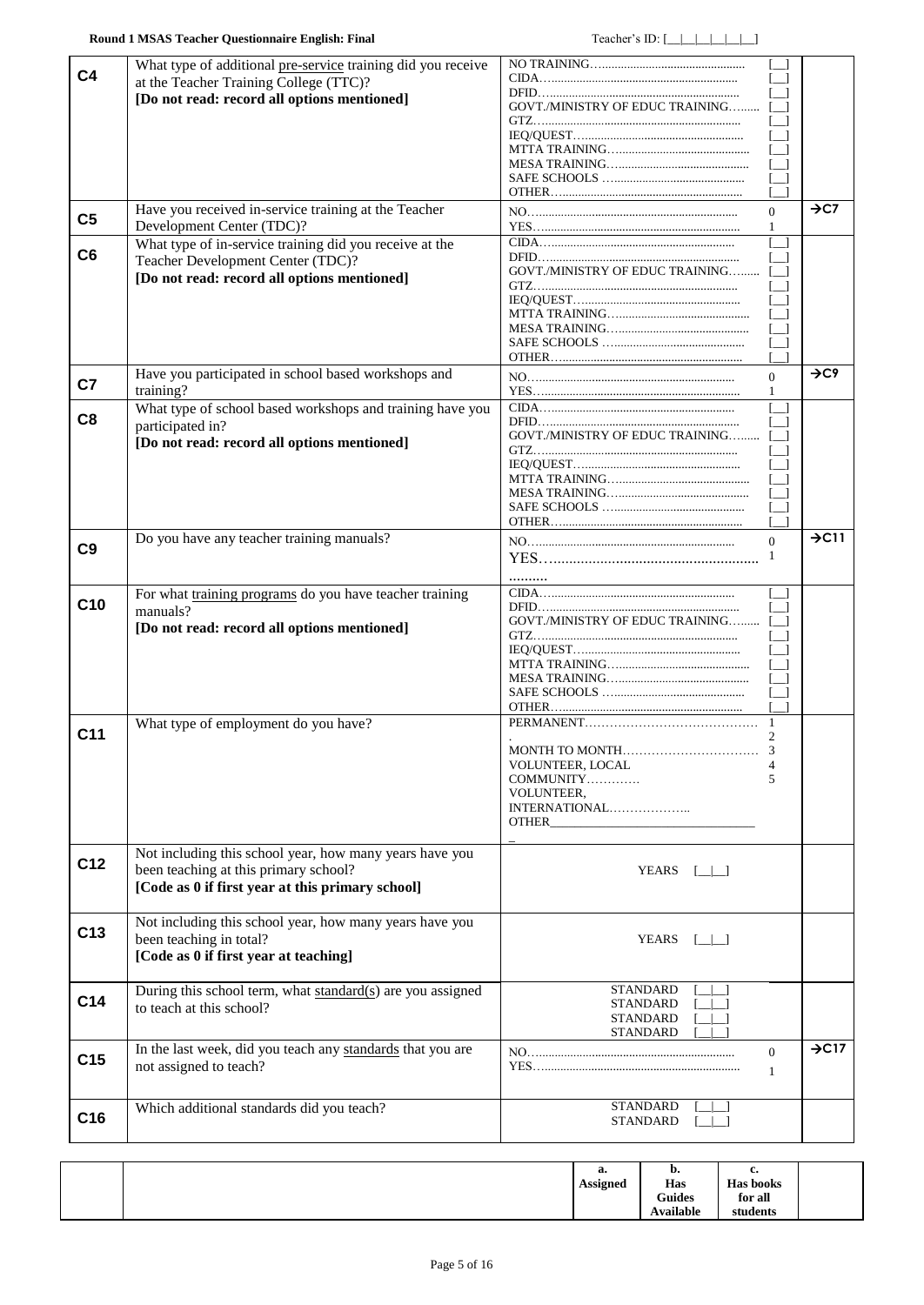| | | | |
|---|---|---|---|
| **C4** | What type of additional pre-service training did you receive at the Teacher Training College (TTC)?<br>**[Do not read: record all options mentioned]** | NO TRAINING…… [__]<br>CIDA…… [__]<br>DFID…… [__]<br>GOVT./MINISTRY OF EDUC TRAINING…… [__]<br>GTZ…… [__]<br>IEQ/QUEST…… [__]<br>MTTA TRAINING…… [__]<br>MESA TRAINING…… [__]<br>SAFE SCHOOLS …… [__]<br>OTHER…… [__] | |
| **C5** | Have you received in-service training at the Teacher Development Center (TDC)? | NO…… 0<br>YES…… 1 | →C7 |
| **C6** | What type of in-service training did you receive at the Teacher Development Center (TDC)?<br>**[Do not read: record all options mentioned]** | CIDA…… [__]<br>DFID…… [__]<br>GOVT./MINISTRY OF EDUC TRAINING…… [__]<br>GTZ…… [__]<br>IEQ/QUEST…… [__]<br>MTTA TRAINING…… [__]<br>MESA TRAINING…… [__]<br>SAFE SCHOOLS …… [__]<br>OTHER…… [__] | |
| **C7** | Have you participated in school based workshops and training? | NO…… 0<br>YES…… 1 | →C9 |
| **C8** | What type of school based workshops and training have you participated in?<br>**[Do not read: record all options mentioned]** | CIDA…… [__]<br>DFID…… [__]<br>GOVT./MINISTRY OF EDUC TRAINING…… [__]<br>GTZ…… [__]<br>IEQ/QUEST…… [__]<br>MTTA TRAINING…… [__]<br>MESA TRAINING…… [__]<br>SAFE SCHOOLS …… [__]<br>OTHER…… [__] | |
| **C9** | Do you have any teacher training manuals? | NO…… 0<br>YES…… 1 | →C11 |
| **C10** | For what training programs do you have teacher training manuals?<br>**[Do not read: record all options mentioned]** | CIDA…… [__]<br>DFID…… [__]<br>GOVT./MINISTRY OF EDUC TRAINING…… [__]<br>GTZ…… [__]<br>IEQ/QUEST…… [__]<br>MTTA TRAINING…… [__]<br>MESA TRAINING…… [__]<br>SAFE SCHOOLS …… [__]<br>OTHER…… [__] | |
| **C11** | What type of employment do you have? | PERMANENT…… 1<br>. 2<br>MONTH TO MONTH…… 3<br>VOLUNTEER, LOCAL COMMUNITY…… 4<br>VOLUNTEER, INTERNATIONAL…… 5<br>OTHER________ | |
| **C12** | Not including this school year, how many years have you been teaching at this primary school?<br>**[Code as 0 if first year at this primary school]** | YEARS [__\|__] | |
| **C13** | Not including this school year, how many years have you been teaching in total?<br>**[Code as 0 if first year at teaching]** | YEARS [__\|__] | |
| **C14** | During this school term, what standard(s) are you assigned to teach at this school? | STANDARD [__\|__]<br>STANDARD [__\|__]<br>STANDARD [__\|__]<br>STANDARD [__\|__] | |
| **C15** | In the last week, did you teach any standards that you are not assigned to teach? | NO…… 0<br>YES…… 1 | →C17 |
| **C16** | Which additional standards did you teach? | STANDARD [__\|__]<br>STANDARD [__\|__] | |

| | | a. Assigned | b. Has Guides Available | c. Has books for all students | |
|---|---|---|---|---|---|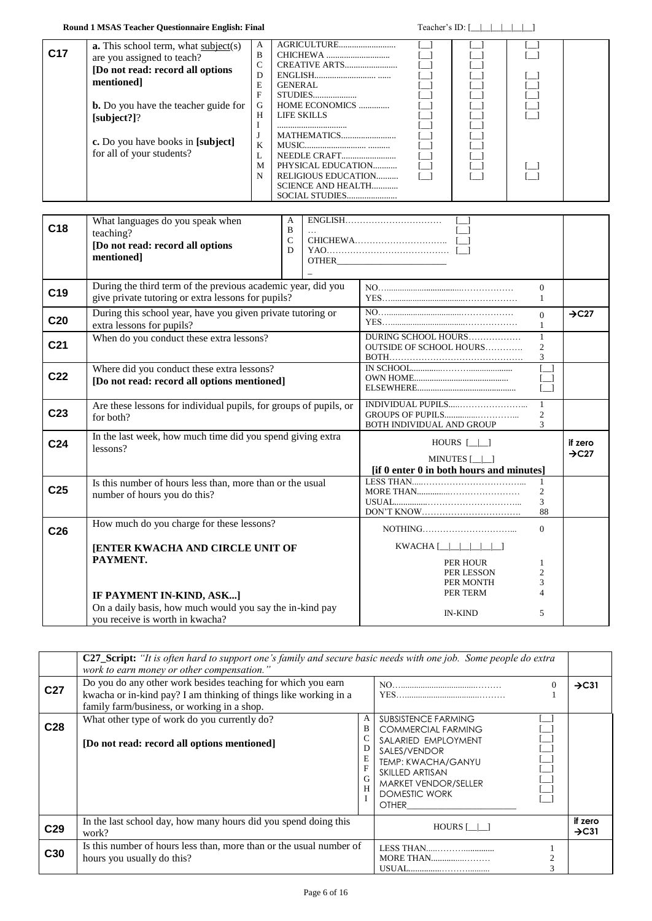| | | | | | | | |
|---|---|---|---|---|---|---|---|
| **C17** | **a.** This school term, what subject(s) are you assigned to teach?<br>**[Do not read: record all options mentioned]**<br><br>**b.** Do you have the teacher guide for **[subject?]**?<br><br>**c.** Do you have books in **[subject]** for all of your students? | A<br>B<br>C<br>D<br>E<br>F<br>G<br>H<br>I<br>J<br>K<br>L<br>M<br>N | AGRICULTURE..........................<br>CHICHEWA ............................<br>CREATIVE ARTS........................<br>ENGLISH........................... ......<br>GENERAL<br>STUDIES....................<br>HOME ECONOMICS .............<br>LIFE SKILLS<br>................................<br>MATHEMATICS.........................<br>MUSIC........................... ..........<br>NEEDLE CRAFT.........................<br>PHYSICAL EDUCATION...........<br>RELIGIOUS EDUCATION..........<br>SCIENCE AND HEALTH............<br>SOCIAL STUDIES....................... | [__]<br>[__]<br>[__]<br>[__]<br>[__]<br>[__]<br>[__]<br>[__]<br>[__]<br>[__]<br>[__]<br>[__]<br>[__]<br>[__] | [__]<br>[__]<br>[__]<br>[__]<br>[__]<br>[__]<br>[__]<br>[__]<br>[__]<br>[__]<br>[__]<br>[__]<br>[__]<br>[__] | [__]<br>[__]<br><br>[__]<br>[__]<br>[__]<br>[__]<br>[__]<br>[__]<br><br><br><br><br>[__]<br>[__] | |

| | | | | | |
|---|---|---|---|---|---|
| **C18** | What languages do you speak when teaching?<br>**[Do not read: record all options mentioned]** | A<br>B<br>C<br>D | ENGLISH……………………………<br>…<br>CHICHEWA…………………………..<br>YAO……………………………………<br>OTHER__________________________<br>_ | [__]<br>[__]<br>[__]<br>[__] | |

| | | | |
|---|---|---|---|
| **C19** | During the third term of the previous academic year, did you give private tutoring or extra lessons for pupils? | NO………………………………………… 0<br>YES…………………………………………. 1 | |
| **C20** | During this school year, have you given private tutoring or extra lessons for pupils? | NO………………………………………… 0<br>YES…………………………………………. 1 | →C27 |
| **C21** | When do you conduct these extra lessons? | DURING SCHOOL HOURS……………… 1<br>OUTSIDE OF SCHOOL HOURS………… 2<br>BOTH……………………………………… 3 | |
| **C22** | Where did you conduct these extra lessons?<br>**[Do not read: record all options mentioned]** | IN SCHOOL…………………………… [__]<br>OWN HOME…………………………… [__]<br>ELSEWHERE…………………………… [__] | |
| **C23** | Are these lessons for individual pupils, for groups of pupils, or for both? | INDIVIDUAL PUPILS…………………… 1<br>GROUPS OF PUPILS…………………… 2<br>BOTH INDIVIDUAL AND GROUP 3 | |
| **C24** | In the last week, how much time did you spend giving extra lessons? | HOURS [__\|__]<br>MINUTES [__\|__]<br>**[if 0 enter 0 in both hours and minutes]** | **if zero →C27** |
| **C25** | Is this number of hours less than, more than or the usual number of hours you do this? | LESS THAN…………………………… 1<br>MORE THAN…………………………… 2<br>USUAL…………………………………… 3<br>DON'T KNOW…………………………… 88 | |
| **C26** | How much do you charge for these lessons?<br><br>**[ENTER KWACHA AND CIRCLE UNIT OF PAYMENT.**<br><br>**IF PAYMENT IN-KIND, ASK...]**<br>On a daily basis, how much would you say the in-kind pay you receive is worth in kwacha? | NOTHING………………………… 0<br>KWACHA [__\|__\|__\|__\|__\|__]<br>PER HOUR 1<br>PER LESSON 2<br>PER MONTH 3<br>PER TERM 4<br>IN-KIND 5 | |

| | | | |
|---|---|---|---|
| | **C27_Script:** *"It is often hard to support one's family and secure basic needs with one job. Some people do extra work to earn money or other compensation."* | | |
| **C27** | Do you do any other work besides teaching for which you earn kwacha or in-kind pay? I am thinking of things like working in a family farm/business, or working in a shop. | NO………………………………… 0<br>YES………………………………… 1 | →C31 |
| **C28** | What other type of work do you currently do?<br><br>**[Do not read: record all options mentioned]** | A SUBSISTENCE FARMING [__]<br>B COMMERCIAL FARMING [__]<br>C SALARIED EMPLOYMENT [__]<br>D SALES/VENDOR [__]<br>E TEMP: KWACHA/GANYU [__]<br>F SKILLED ARTISAN [__]<br>G MARKET VENDOR/SELLER [__]<br>H DOMESTIC WORK [__]<br>I OTHER__________________________ | |
| **C29** | In the last school day, how many hours did you spend doing this work? | HOURS [__\|__] | **if zero →C31** |
| **C30** | Is this number of hours less than, more than or the usual number of hours you usually do this? | LESS THAN…………………… 1<br>MORE THAN…………………… 2<br>USUAL…………………………… 3 | |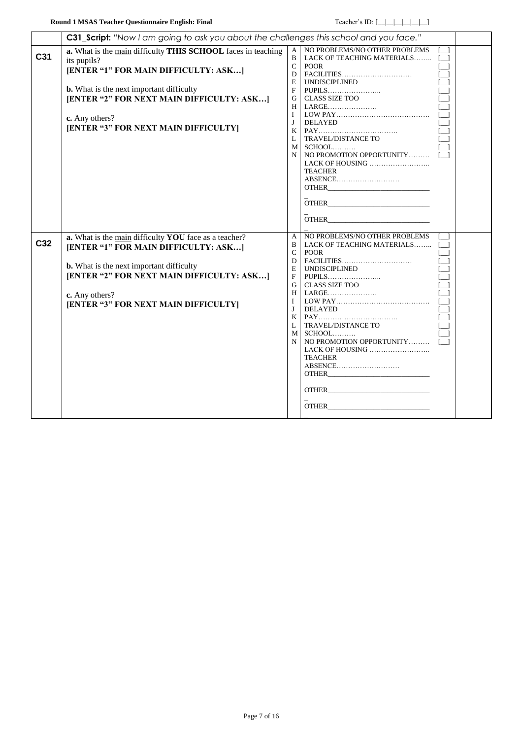| | C31_Script: *"Now I am going to ask you about the challenges this school and you face."* | | | |
|---|---|---|---|---|
| **C31** | **a.** What is the <u>main</u> difficulty **THIS SCHOOL** faces in teaching its pupils?<br>**[ENTER "1" FOR MAIN DIFFICULTY: ASK…]**<br><br>**b.** What is the next important difficulty<br>**[ENTER "2" FOR NEXT MAIN DIFFICULTY: ASK…]**<br><br>**c.** Any others?<br>**[ENTER "3" FOR NEXT MAIN DIFFICULTY]** | A<br>B<br>C<br>D<br>E<br>F<br>G<br>H<br>I<br>J<br>K<br>L<br>M<br>N | NO PROBLEMS/NO OTHER PROBLEMS [__]<br>LACK OF TEACHING MATERIALS…….. [__]<br>POOR FACILITIES………………………… [__]<br>UNDISCIPLINED PUPILS………………….. [__]<br>CLASS SIZE TOO LARGE………………… [__]<br>LOW PAY…………………………………. [__]<br>DELAYED PAY……………………………. [__]<br>TRAVEL/DISTANCE TO SCHOOL………. [__]<br>NO PROMOTION OPPORTUNITY……… [__]<br>LACK OF HOUSING …………………….. [__]<br>TEACHER ABSENCE……………………… [__]<br>OTHER_____________________________ [__]<br>OTHER_____________________________ [__]<br>OTHER_____________________________ [__] | |
| **C32** | **a.** What is the <u>main</u> difficulty **YOU** face as a teacher?<br>**[ENTER "1" FOR MAIN DIFFICULTY: ASK…]**<br><br>**b.** What is the next important difficulty<br>**[ENTER "2" FOR NEXT MAIN DIFFICULTY: ASK…]**<br><br>**c.** Any others?<br>**[ENTER "3" FOR NEXT MAIN DIFFICULTY]** | A<br>B<br>C<br>D<br>E<br>F<br>G<br>H<br>I<br>J<br>K<br>L<br>M<br>N | NO PROBLEMS/NO OTHER PROBLEMS [__]<br>LACK OF TEACHING MATERIALS…….. [__]<br>POOR FACILITIES………………………… [__]<br>UNDISCIPLINED PUPILS………………….. [__]<br>CLASS SIZE TOO LARGE………………… [__]<br>LOW PAY…………………………………. [__]<br>DELAYED PAY……………………………. [__]<br>TRAVEL/DISTANCE TO SCHOOL………. [__]<br>NO PROMOTION OPPORTUNITY……… [__]<br>LACK OF HOUSING …………………….. [__]<br>TEACHER ABSENCE……………………… [__]<br>OTHER_____________________________ [__]<br>OTHER_____________________________ [__]<br>OTHER_____________________________ [__] | |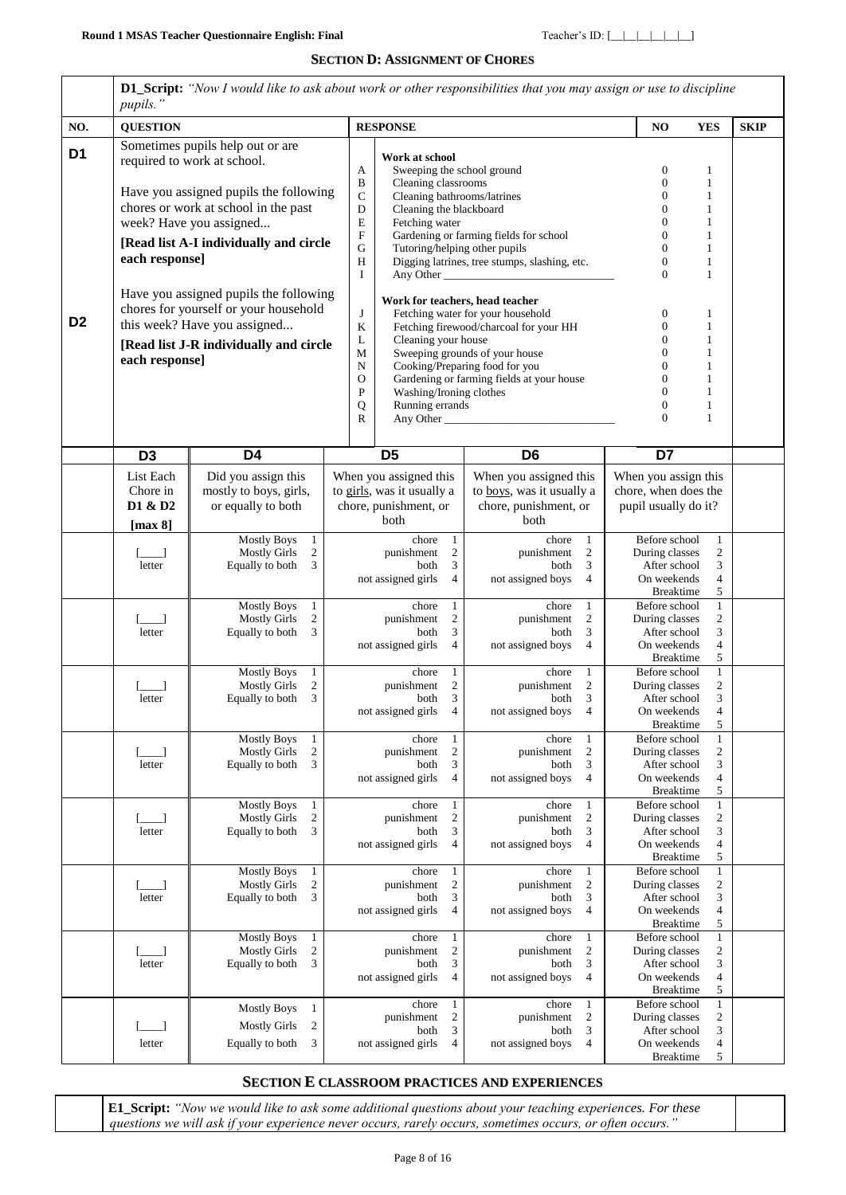## SECTION D: ASSIGNMENT OF CHORES

**D1_Script:** *"Now I would like to ask about work or other responsibilities that you may assign or use to discipline pupils."*

| NO. | QUESTION | | RESPONSE | NO | YES | SKIP |
|---|---|---|---|---|---|---|
| D1 | Sometimes pupils help out or are required to work at school.<br><br>Have you assigned pupils the following chores or work at school in the past week? Have you assigned...<br><br>**[Read list A-I individually and circle each response]** | | **Work at school** | | | |
| | | A | Sweeping the school ground | 0 | 1 | |
| | | B | Cleaning classrooms | 0 | 1 | |
| | | C | Cleaning bathrooms/latrines | 0 | 1 | |
| | | D | Cleaning the blackboard | 0 | 1 | |
| | | E | Fetching water | 0 | 1 | |
| | | F | Gardening or farming fields for school | 0 | 1 | |
| | | G | Tutoring/helping other pupils | 0 | 1 | |
| | | H | Digging latrines, tree stumps, slashing, etc. | 0 | 1 | |
| | | I | Any Other ______________________________ | 0 | 1 | |
| D2 | Have you assigned pupils the following chores for yourself or your household this week? Have you assigned...<br><br>**[Read list J-R individually and circle each response]** | | **Work for teachers, head teacher** | | | |
| | | J | Fetching water for your household | 0 | 1 | |
| | | K | Fetching firewood/charcoal for your HH | 0 | 1 | |
| | | L | Cleaning your house | 0 | 1 | |
| | | M | Sweeping grounds of your house | 0 | 1 | |
| | | N | Cooking/Preparing food for you | 0 | 1 | |
| | | O | Gardening or farming fields at your house | 0 | 1 | |
| | | P | Washing/Ironing clothes | 0 | 1 | |
| | | Q | Running errands | 0 | 1 | |
| | | R | Any Other ______________________________ | 0 | 1 | |

| | D3 | D4 | D5 | D6 | D7 | |
|---|---|---|---|---|---|---|
| | List Each Chore in **D1 & D2** **[max 8]** | Did you assign this mostly to boys, girls, or equally to both | When you assigned this to girls, was it usually a chore, punishment, or both | When you assigned this to boys, was it usually a chore, punishment, or both | When you assign this chore, when does the pupil usually do it? | |
| | [____] letter | Mostly Boys 1<br>Mostly Girls 2<br>Equally to both 3 | chore 1<br>punishment 2<br>both 3<br>not assigned girls 4 | chore 1<br>punishment 2<br>both 3<br>not assigned boys 4 | Before school 1<br>During classes 2<br>After school 3<br>On weekends 4<br>Breaktime 5 | |
| | [____] letter | Mostly Boys 1<br>Mostly Girls 2<br>Equally to both 3 | chore 1<br>punishment 2<br>both 3<br>not assigned girls 4 | chore 1<br>punishment 2<br>both 3<br>not assigned boys 4 | Before school 1<br>During classes 2<br>After school 3<br>On weekends 4<br>Breaktime 5 | |
| | [____] letter | Mostly Boys 1<br>Mostly Girls 2<br>Equally to both 3 | chore 1<br>punishment 2<br>both 3<br>not assigned girls 4 | chore 1<br>punishment 2<br>both 3<br>not assigned boys 4 | Before school 1<br>During classes 2<br>After school 3<br>On weekends 4<br>Breaktime 5 | |
| | [____] letter | Mostly Boys 1<br>Mostly Girls 2<br>Equally to both 3 | chore 1<br>punishment 2<br>both 3<br>not assigned girls 4 | chore 1<br>punishment 2<br>both 3<br>not assigned boys 4 | Before school 1<br>During classes 2<br>After school 3<br>On weekends 4<br>Breaktime 5 | |
| | [____] letter | Mostly Boys 1<br>Mostly Girls 2<br>Equally to both 3 | chore 1<br>punishment 2<br>both 3<br>not assigned girls 4 | chore 1<br>punishment 2<br>both 3<br>not assigned boys 4 | Before school 1<br>During classes 2<br>After school 3<br>On weekends 4<br>Breaktime 5 | |
| | [____] letter | Mostly Boys 1<br>Mostly Girls 2<br>Equally to both 3 | chore 1<br>punishment 2<br>both 3<br>not assigned girls 4 | chore 1<br>punishment 2<br>both 3<br>not assigned boys 4 | Before school 1<br>During classes 2<br>After school 3<br>On weekends 4<br>Breaktime 5 | |
| | [____] letter | Mostly Boys 1<br>Mostly Girls 2<br>Equally to both 3 | chore 1<br>punishment 2<br>both 3<br>not assigned girls 4 | chore 1<br>punishment 2<br>both 3<br>not assigned boys 4 | Before school 1<br>During classes 2<br>After school 3<br>On weekends 4<br>Breaktime 5 | |
| | [____] letter | Mostly Boys 1<br>Mostly Girls 2<br>Equally to both 3 | chore 1<br>punishment 2<br>both 3<br>not assigned girls 4 | chore 1<br>punishment 2<br>both 3<br>not assigned boys 4 | Before school 1<br>During classes 2<br>After school 3<br>On weekends 4<br>Breaktime 5 | |

## SECTION E CLASSROOM PRACTICES AND EXPERIENCES

**E1_Script:** *"Now we would like to ask some additional questions about your teaching experiences. For these questions we will ask if your experience never occurs, rarely occurs, sometimes occurs, or often occurs."*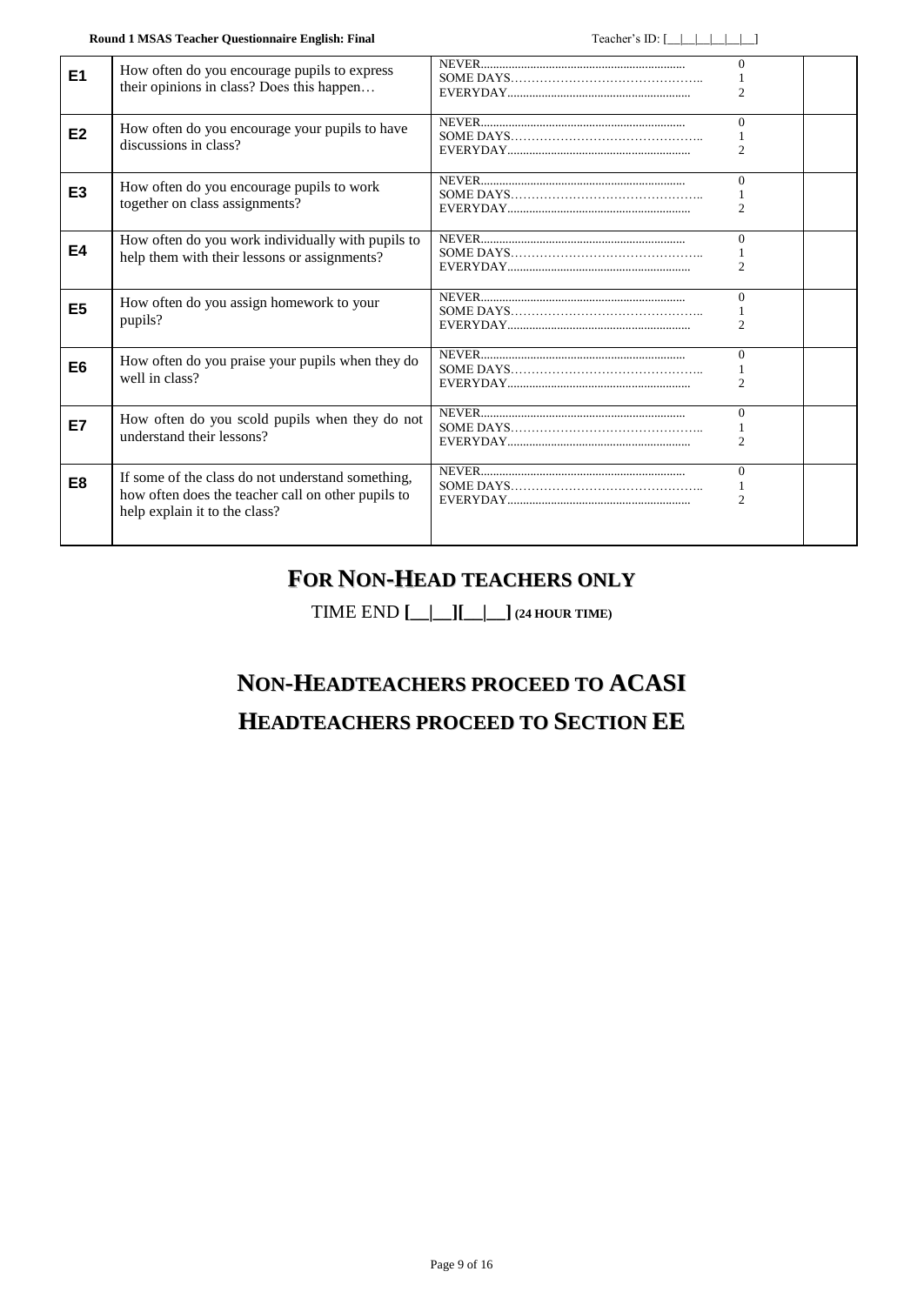| | | | |
|---|---|---|---|
| **E1** | How often do you encourage pupils to express their opinions in class? Does this happen… | NEVER................................................................ 0<br>SOME DAYS……………………………………….. 1<br>EVERYDAY.......................................................... 2 | |
| **E2** | How often do you encourage your pupils to have discussions in class? | NEVER................................................................ 0<br>SOME DAYS……………………………………….. 1<br>EVERYDAY.......................................................... 2 | |
| **E3** | How often do you encourage pupils to work together on class assignments? | NEVER................................................................ 0<br>SOME DAYS……………………………………….. 1<br>EVERYDAY.......................................................... 2 | |
| **E4** | How often do you work individually with pupils to help them with their lessons or assignments? | NEVER................................................................ 0<br>SOME DAYS……………………………………….. 1<br>EVERYDAY.......................................................... 2 | |
| **E5** | How often do you assign homework to your pupils? | NEVER................................................................ 0<br>SOME DAYS……………………………………….. 1<br>EVERYDAY.......................................................... 2 | |
| **E6** | How often do you praise your pupils when they do well in class? | NEVER................................................................ 0<br>SOME DAYS……………………………………….. 1<br>EVERYDAY.......................................................... 2 | |
| **E7** | How often do you scold pupils when they do not understand their lessons? | NEVER................................................................ 0<br>SOME DAYS……………………………………….. 1<br>EVERYDAY.......................................................... 2 | |
| **E8** | If some of the class do not understand something, how often does the teacher call on other pupils to help explain it to the class? | NEVER................................................................ 0<br>SOME DAYS……………………………………….. 1<br>EVERYDAY.......................................................... 2 | |

## FOR NON-HEAD TEACHERS ONLY

TIME END **[__|__][__|__]** **(24 HOUR TIME)**

## NON-HEADTEACHERS PROCEED TO ACASI

## HEADTEACHERS PROCEED TO SECTION EE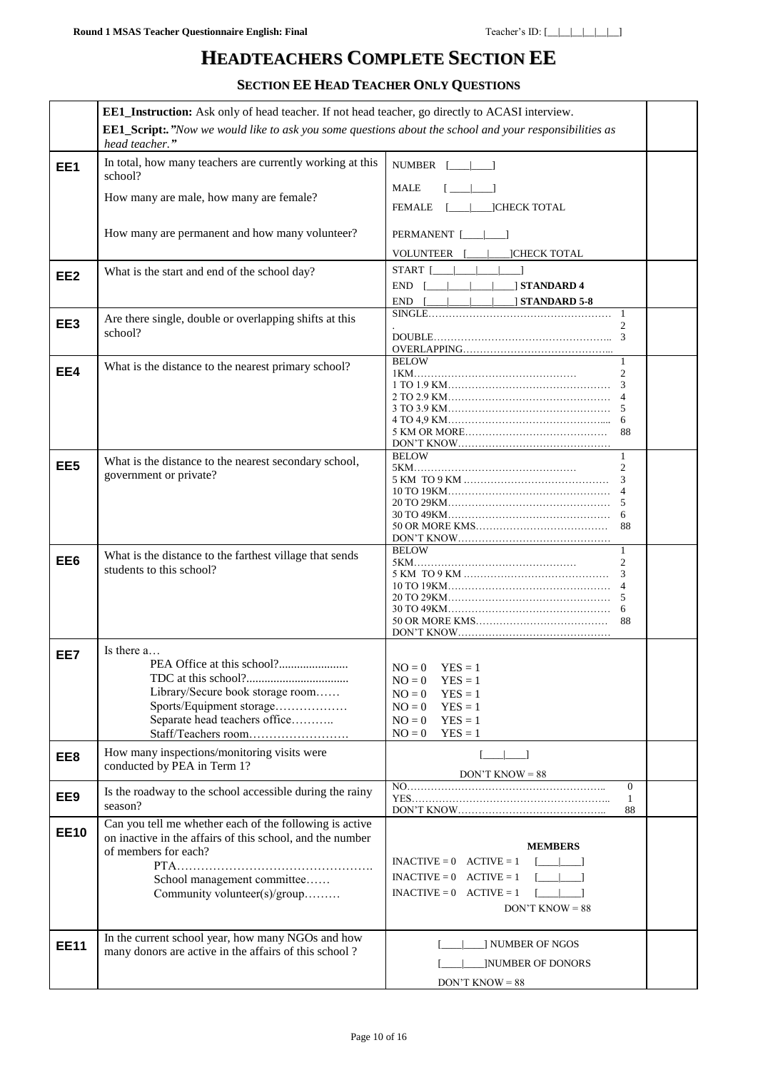# HEADTEACHERS COMPLETE SECTION EE

### SECTION EE HEAD TEACHER ONLY QUESTIONS

| | | | |
|---|---|---|---|
| | **EE1_Instruction:** Ask only of head teacher. If not head teacher, go directly to ACASI interview.<br>**EE1_Script:.** *"Now we would like to ask you some questions about the school and your responsibilities as head teacher."* | | |
| **EE1** | In total, how many teachers are currently working at this school?<br>How many are male, how many are female?<br>How many are permanent and how many volunteer? | NUMBER [___\|___]<br>MALE [___\|___]<br>FEMALE [___\|___]CHECK TOTAL<br>PERMANENT [___\|___]<br>VOLUNTEER [___\|___]CHECK TOTAL | |
| **EE2** | What is the start and end of the school day? | START [___\|___\|___\|___]<br>END [___\|___\|___\|___] **STANDARD 4**<br>END [___\|___\|___\|___] **STANDARD 5-8** | |
| **EE3** | Are there single, double or overlapping shifts at this school? | SINGLE…… 1<br>. 2<br>DOUBLE…… 3<br>OVERLAPPING…… | |
| **EE4** | What is the distance to the nearest primary school? | BELOW 1<br>1KM…… 2<br>1 TO 1.9 KM…… 3<br>2 TO 2.9 KM…… 4<br>3 TO 3.9 KM…… 5<br>4 TO 4,9 KM…… 6<br>5 KM OR MORE…… 88<br>DON'T KNOW…… | |
| **EE5** | What is the distance to the nearest secondary school, government or private? | BELOW 1<br>5KM…… 2<br>5 KM TO 9 KM …… 3<br>10 TO 19KM…… 4<br>20 TO 29KM…… 5<br>30 TO 49KM…… 6<br>50 OR MORE KMS…… 88<br>DON'T KNOW…… | |
| **EE6** | What is the distance to the farthest village that sends students to this school? | BELOW 1<br>5KM…… 2<br>5 KM TO 9 KM …… 3<br>10 TO 19KM…… 4<br>20 TO 29KM…… 5<br>30 TO 49KM…… 6<br>50 OR MORE KMS…… 88<br>DON'T KNOW…… | |
| **EE7** | Is there a…<br>PEA Office at this school?......<br>TDC at this school?......<br>Library/Secure book storage room……<br>Sports/Equipment storage……<br>Separate head teachers office……<br>Staff/Teachers room…… | NO = 0 YES = 1<br>NO = 0 YES = 1<br>NO = 0 YES = 1<br>NO = 0 YES = 1<br>NO = 0 YES = 1<br>NO = 0 YES = 1 | |
| **EE8** | How many inspections/monitoring visits were conducted by PEA in Term 1? | [___\|___]<br>DON'T KNOW = 88 | |
| **EE9** | Is the roadway to the school accessible during the rainy season? | NO…… 0<br>YES…… 1<br>DON'T KNOW…… 88 | |
| **EE10** | Can you tell me whether each of the following is active on inactive in the affairs of this school, and the number of members for each?<br>PTA……<br>School management committee……<br>Community volunteer(s)/group……… | **MEMBERS**<br>INACTIVE = 0 ACTIVE = 1 [___\|___]<br>INACTIVE = 0 ACTIVE = 1 [___\|___]<br>INACTIVE = 0 ACTIVE = 1 [___\|___]<br>DON'T KNOW = 88 | |
| **EE11** | In the current school year, how many NGOs and how many donors are active in the affairs of this school ? | [___\|___] NUMBER OF NGOS<br>[___\|___]NUMBER OF DONORS<br>DON'T KNOW = 88 | |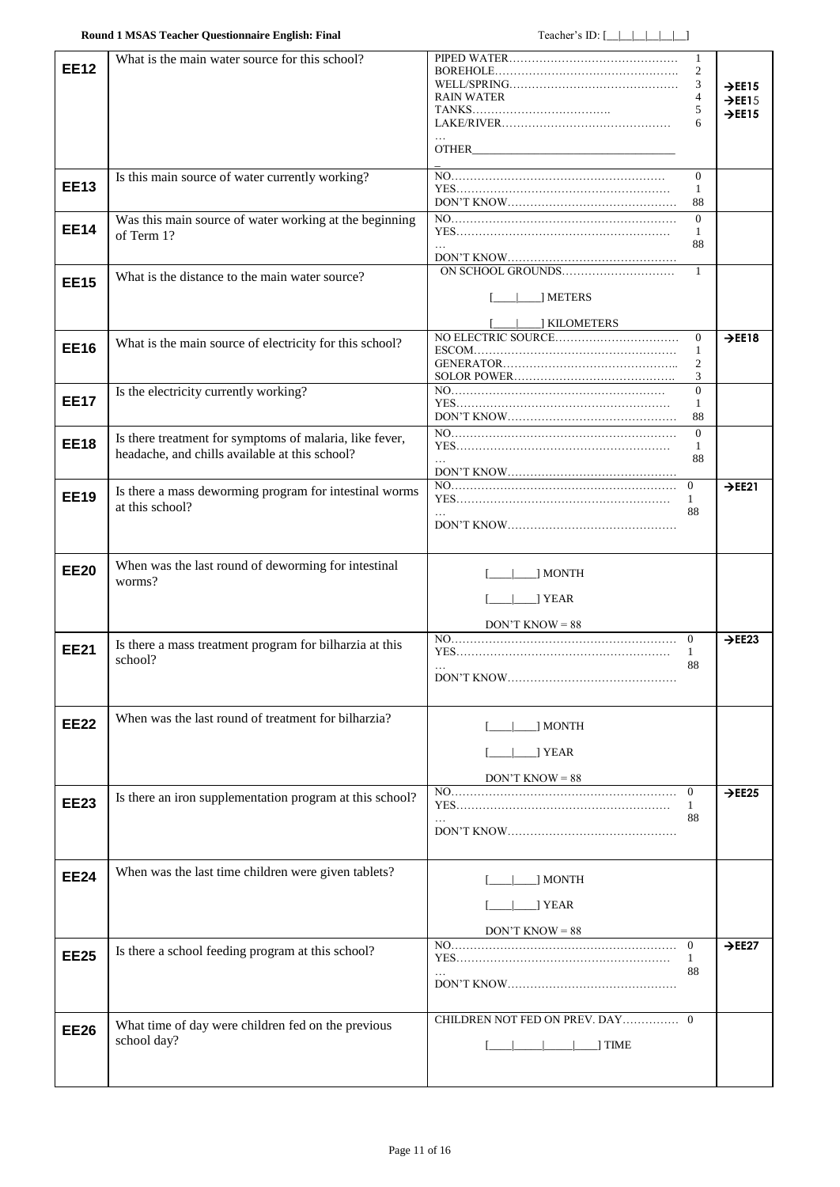| | | | |
|---|---|---|---|
| **EE12** | What is the main water source for this school? | PIPED WATER……………………………………… 1<br>BOREHOLE………………………………………… 2<br>WELL/SPRING……………………………………… 3<br>RAIN WATER 4<br>TANKS……………………………… 5<br>LAKE/RIVER……………………………………… 6<br>…<br>OTHER_______________________________<br>_ | →EE15<br>→EE15<br>→EE15 |
| **EE13** | Is this main source of water currently working? | NO………………………………………………… 0<br>YES………………………………………………… 1<br>DON'T KNOW……………………………………… 88 | |
| **EE14** | Was this main source of water working at the beginning of Term 1? | NO………………………………………………… 0<br>YES………………………………………………… 1<br>… 88<br>DON'T KNOW……………………………………… | |
| **EE15** | What is the distance to the main water source? | ON SCHOOL GROUNDS………………………… 1<br>[___\|___] METERS<br>[___\|___] KILOMETERS | |
| **EE16** | What is the main source of electricity for this school? | NO ELECTRIC SOURCE…………………………… 0<br>ESCOM……………………………………………… 1<br>GENERATOR………………………………………… 2<br>SOLOR POWER……………………………………… 3 | →EE18 |
| **EE17** | Is the electricity currently working? | NO………………………………………………… 0<br>YES………………………………………………… 1<br>DON'T KNOW……………………………………… 88 | |
| **EE18** | Is there treatment for symptoms of malaria, like fever, headache, and chills available at this school? | NO………………………………………………… 0<br>YES………………………………………………… 1<br>… 88<br>DON'T KNOW……………………………………… | |
| **EE19** | Is there a mass deworming program for intestinal worms at this school? | NO………………………………………………… 0<br>YES………………………………………………… 1<br>… 88<br>DON'T KNOW……………………………………… | →EE21 |
| **EE20** | When was the last round of deworming for intestinal worms? | [___\|___] MONTH<br>[___\|___] YEAR<br>DON'T KNOW = 88 | |
| **EE21** | Is there a mass treatment program for bilharzia at this school? | NO………………………………………………… 0<br>YES………………………………………………… 1<br>… 88<br>DON'T KNOW……………………………………… | →EE23 |
| **EE22** | When was the last round of treatment for bilharzia? | [___\|___] MONTH<br>[___\|___] YEAR<br>DON'T KNOW = 88 | |
| **EE23** | Is there an iron supplementation program at this school? | NO………………………………………………… 0<br>YES………………………………………………… 1<br>… 88<br>DON'T KNOW……………………………………… | →EE25 |
| **EE24** | When was the last time children were given tablets? | [___\|___] MONTH<br>[___\|___] YEAR<br>DON'T KNOW = 88 | |
| **EE25** | Is there a school feeding program at this school? | NO………………………………………………… 0<br>YES………………………………………………… 1<br>… 88<br>DON'T KNOW……………………………………… | →EE27 |
| **EE26** | What time of day were children fed on the previous school day? | CHILDREN NOT FED ON PREV. DAY…………… 0<br>[___\|___\|___\|___] TIME | |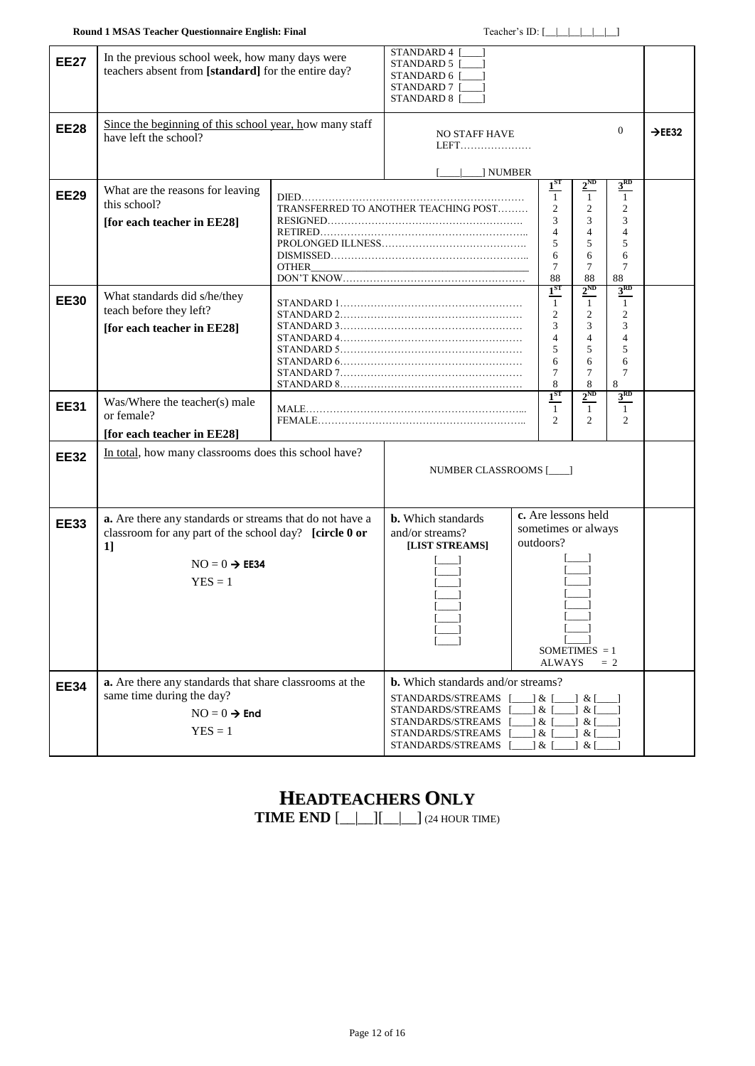| | | | |
|---|---|---|---|
| **EE27** | In the previous school week, how many days were teachers absent from **[standard]** for the entire day? | STANDARD 4 [____]<br>STANDARD 5 [____]<br>STANDARD 6 [____]<br>STANDARD 7 [____]<br>STANDARD 8 [____] | |
| **EE28** | Since the beginning of this school year, how many staff have left the school? | NO STAFF HAVE LEFT………………… 0<br><br>[____\|____] NUMBER | →EE32 |
| **EE29** | What are the reasons for leaving this school?<br>**[for each teacher in EE28]** | **1ST / 2ND / 3RD**<br>DIED…… 1 / 1 / 1<br>TRANSFERRED TO ANOTHER TEACHING POST……… 2 / 2 / 2<br>RESIGNED…… 3 / 3 / 3<br>RETIRED…… 4 / 4 / 4<br>PROLONGED ILLNESS…… 5 / 5 / 5<br>DISMISSED…… 6 / 6 / 6<br>OTHER________ 7 / 7 / 7<br>DON'T KNOW…… 88 / 88 / 88 | |
| **EE30** | What standards did s/he/they teach before they left?<br>**[for each teacher in EE28]** | **1ST / 2ND / 3RD**<br>STANDARD 1…… 1 / 1 / 1<br>STANDARD 2…… 2 / 2 / 2<br>STANDARD 3…… 3 / 3 / 3<br>STANDARD 4…… 4 / 4 / 4<br>STANDARD 5…… 5 / 5 / 5<br>STANDARD 6…… 6 / 6 / 6<br>STANDARD 7…… 7 / 7 / 7<br>STANDARD 8…… 8 / 8 / 8 | |
| **EE31** | Was/Where the teacher(s) male or female?<br>**[for each teacher in EE28]** | **1ST / 2ND / 3RD**<br>MALE…… 1 / 1 / 1<br>FEMALE…… 2 / 2 / 2 | |
| **EE32** | In total, how many classrooms does this school have? | NUMBER CLASSROOMS [____] | |
| **EE33** | **a.** Are there any standards or streams that do not have a classroom for any part of the school day? **[circle 0 or 1]**<br>NO = 0 → **EE34**<br>YES = 1 | **b.** Which standards and/or streams? **[LIST STREAMS]**<br>[____]<br>[____]<br>[____]<br>[____]<br>[____]<br>[____]<br>[____]<br>[____]<br><br>**c.** Are lessons held sometimes or always outdoors?<br>[____]<br>[____]<br>[____]<br>[____]<br>[____]<br>[____]<br>[____]<br>[____]<br>SOMETIMES = 1<br>ALWAYS = 2 | |
| **EE34** | **a.** Are there any standards that share classrooms at the same time during the day?<br>NO = 0 → **End**<br>YES = 1 | **b.** Which standards and/or streams?<br>STANDARDS/STREAMS [____] & [____] & [____]<br>STANDARDS/STREAMS [____] & [____] & [____]<br>STANDARDS/STREAMS [____] & [____] & [____]<br>STANDARDS/STREAMS [____] & [____] & [____]<br>STANDARDS/STREAMS [____] & [____] & [____] | |

# HEADTEACHERS ONLY

**TIME END** [__|__][__|__] (24 HOUR TIME)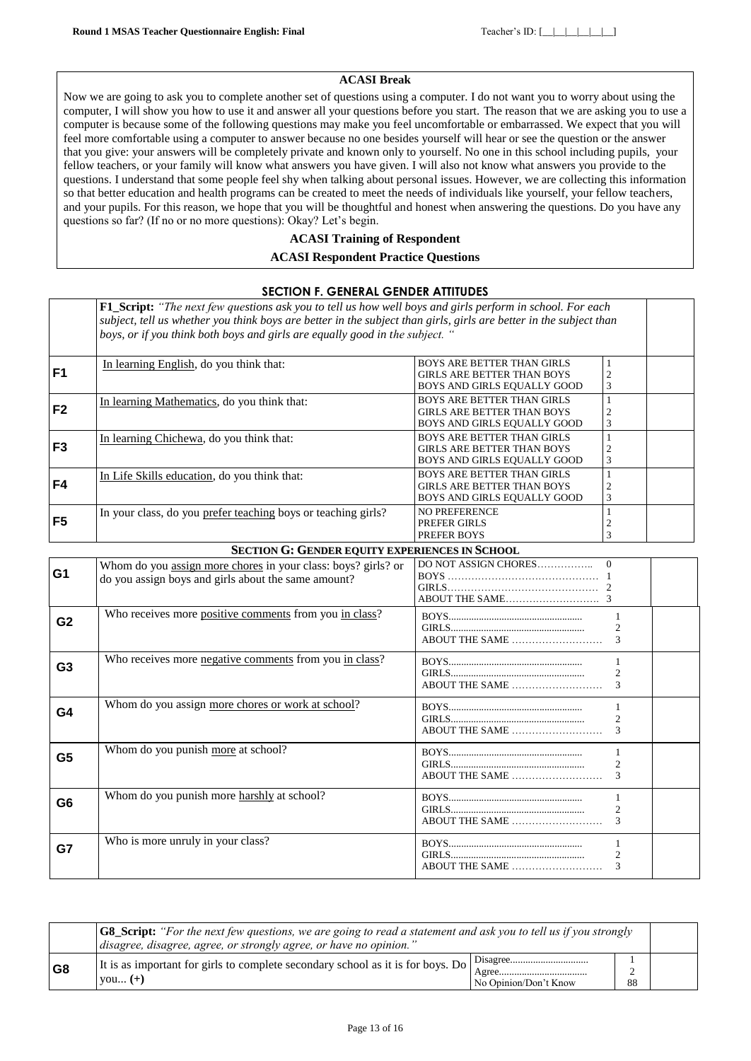**ACASI Break**

Now we are going to ask you to complete another set of questions using a computer. I do not want you to worry about using the computer, I will show you how to use it and answer all your questions before you start. The reason that we are asking you to use a computer is because some of the following questions may make you feel uncomfortable or embarrassed. We expect that you will feel more comfortable using a computer to answer because no one besides yourself will hear or see the question or the answer that you give: your answers will be completely private and known only to yourself. No one in this school including pupils, your fellow teachers, or your family will know what answers you have given. I will also not know what answers you provide to the questions. I understand that some people feel shy when talking about personal issues. However, we are collecting this information so that better education and health programs can be created to meet the needs of individuals like yourself, your fellow teachers, and your pupils. For this reason, we hope that you will be thoughtful and honest when answering the questions. Do you have any questions so far? (If no or no more questions): Okay? Let's begin.

**ACASI Training of Respondent**

**ACASI Respondent Practice Questions**

## SECTION F. GENERAL GENDER ATTITUDES

| | **F1_Script:** *"The next few questions ask you to tell us how well boys and girls perform in school. For each subject, tell us whether you think boys are better in the subject than girls, girls are better in the subject than boys, or if you think both boys and girls are equally good in the subject. "* | | | |
|---|---|---|---|---|
| **F1** | In learning English, do you think that: | BOYS ARE BETTER THAN GIRLS<br>GIRLS ARE BETTER THAN BOYS<br>BOYS AND GIRLS EQUALLY GOOD | 1<br>2<br>3 | |
| **F2** | In learning Mathematics, do you think that: | BOYS ARE BETTER THAN GIRLS<br>GIRLS ARE BETTER THAN BOYS<br>BOYS AND GIRLS EQUALLY GOOD | 1<br>2<br>3 | |
| **F3** | In learning Chichewa, do you think that: | BOYS ARE BETTER THAN GIRLS<br>GIRLS ARE BETTER THAN BOYS<br>BOYS AND GIRLS EQUALLY GOOD | 1<br>2<br>3 | |
| **F4** | In Life Skills education, do you think that: | BOYS ARE BETTER THAN GIRLS<br>GIRLS ARE BETTER THAN BOYS<br>BOYS AND GIRLS EQUALLY GOOD | 1<br>2<br>3 | |
| **F5** | In your class, do you prefer teaching boys or teaching girls? | NO PREFERENCE<br>PREFER GIRLS<br>PREFER BOYS | 1<br>2<br>3 | |

## SECTION G: GENDER EQUITY EXPERIENCES IN SCHOOL

| | | | | |
|---|---|---|---|---|
| **G1** | Whom do you assign more chores in your class: boys? girls? or do you assign boys and girls about the same amount? | DO NOT ASSIGN CHORES……………..<br>BOYS ………………………………………<br>GIRLS………………………………………<br>ABOUT THE SAME……………………… | 0<br>1<br>2<br>3 | |
| **G2** | Who receives more positive comments from you in class? | BOYS...................................................<br>GIRLS...................................................<br>ABOUT THE SAME ……………………… | 1<br>2<br>3 | |
| **G3** | Who receives more negative comments from you in class? | BOYS...................................................<br>GIRLS...................................................<br>ABOUT THE SAME ……………………… | 1<br>2<br>3 | |
| **G4** | Whom do you assign more chores or work at school? | BOYS...................................................<br>GIRLS...................................................<br>ABOUT THE SAME ……………………… | 1<br>2<br>3 | |
| **G5** | Whom do you punish more at school? | BOYS...................................................<br>GIRLS...................................................<br>ABOUT THE SAME ……………………… | 1<br>2<br>3 | |
| **G6** | Whom do you punish more harshly at school? | BOYS...................................................<br>GIRLS...................................................<br>ABOUT THE SAME ……………………… | 1<br>2<br>3 | |
| **G7** | Who is more unruly in your class? | BOYS...................................................<br>GIRLS...................................................<br>ABOUT THE SAME ……………………… | 1<br>2<br>3 | |

| | **G8_Script:** *"For the next few questions, we are going to read a statement and ask you to tell us if you strongly disagree, disagree, agree, or strongly agree, or have no opinion."* | | | |
|---|---|---|---|---|
| **G8** | It is as important for girls to complete secondary school as it is for boys. Do you... **(+)** | Disagree...............................<br>Agree..................................<br>No Opinion/Don't Know | 1<br>2<br>88 | |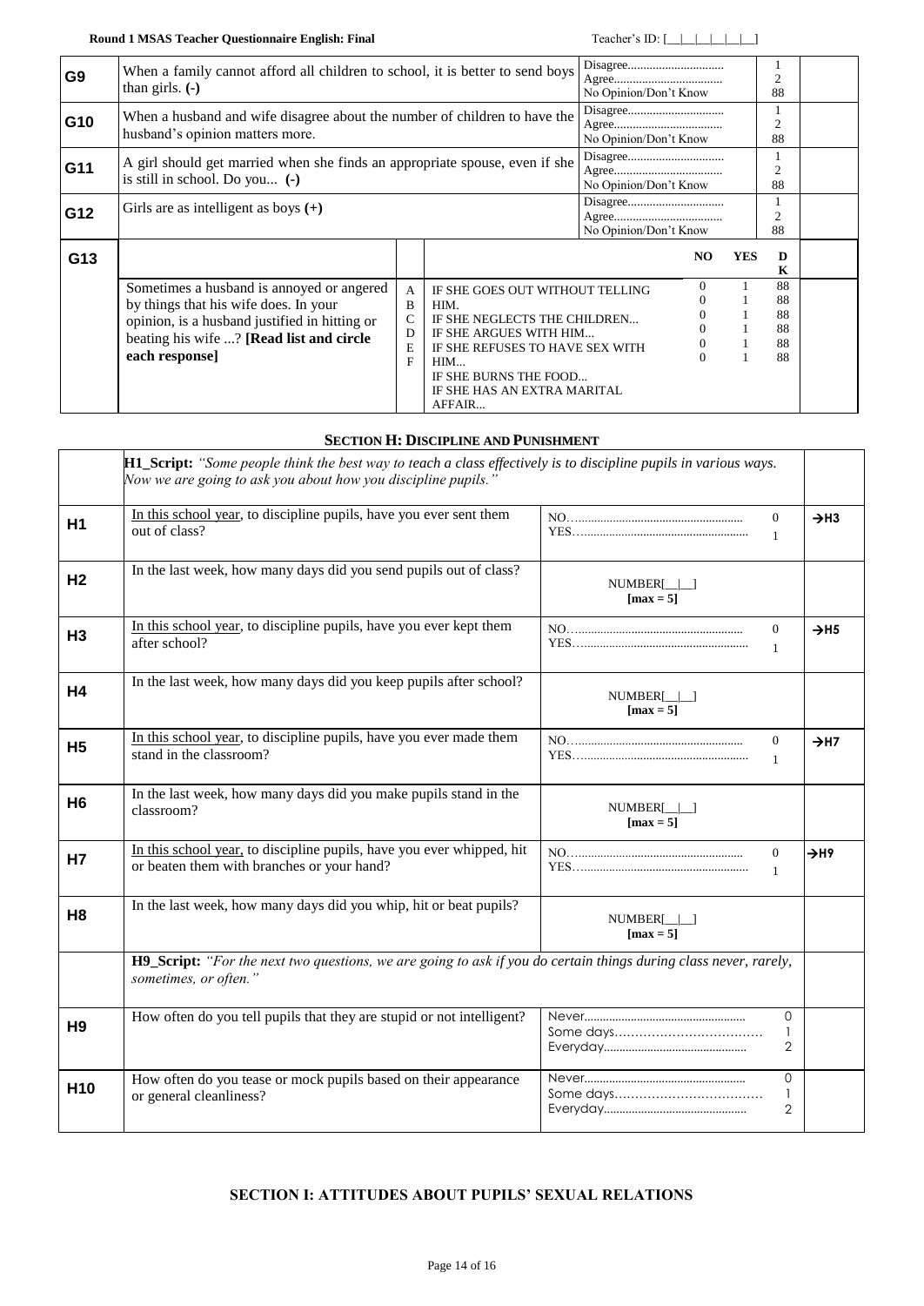| | | | |
|---|---|---|---|
| **G9** | When a family cannot afford all children to school, it is better to send boys than girls. **(-)** | Disagree.............................. 1<br>Agree.................................. 2<br>No Opinion/Don't Know 88 | |
| **G10** | When a husband and wife disagree about the number of children to have the husband's opinion matters more. | Disagree.............................. 1<br>Agree.................................. 2<br>No Opinion/Don't Know 88 | |
| **G11** | A girl should get married when she finds an appropriate spouse, even if she is still in school. Do you... **(-)** | Disagree.............................. 1<br>Agree.................................. 2<br>No Opinion/Don't Know 88 | |
| **G12** | Girls are as intelligent as boys **(+)** | Disagree.............................. 1<br>Agree.................................. 2<br>No Opinion/Don't Know 88 | |

| | | | | NO | YES | DK | |
|---|---|---|---|---|---|---|---|
| **G13** | Sometimes a husband is annoyed or angered by things that his wife does. In your opinion, is a husband justified in hitting or beating his wife ...? **[Read list and circle each response]** | A | IF SHE GOES OUT WITHOUT TELLING HIM. | 0 | 1 | 88 | |
| | | B | IF SHE NEGLECTS THE CHILDREN... | 0 | 1 | 88 | |
| | | C | IF SHE ARGUES WITH HIM... | 0 | 1 | 88 | |
| | | D | IF SHE REFUSES TO HAVE SEX WITH HIM... | 0 | 1 | 88 | |
| | | E | IF SHE BURNS THE FOOD... | 0 | 1 | 88 | |
| | | F | IF SHE HAS AN EXTRA MARITAL AFFAIR... | 0 | 1 | 88 | |

## SECTION H: DISCIPLINE AND PUNISHMENT

| | | | |
|---|---|---|---|
| | **H1_Script:** *"Some people think the best way to teach a class effectively is to discipline pupils in various ways. Now we are going to ask you about how you discipline pupils."* | | |
| **H1** | In this school year, to discipline pupils, have you ever sent them out of class? | NO............................................ 0<br>YES........................................... 1 | →H3 |
| **H2** | In the last week, how many days did you send pupils out of class? | NUMBER[__\|__]<br>**[max = 5]** | |
| **H3** | In this school year, to discipline pupils, have you ever kept them after school? | NO............................................ 0<br>YES........................................... 1 | →H5 |
| **H4** | In the last week, how many days did you keep pupils after school? | NUMBER[__\|__]<br>**[max = 5]** | |
| **H5** | In this school year, to discipline pupils, have you ever made them stand in the classroom? | NO............................................ 0<br>YES........................................... 1 | →H7 |
| **H6** | In the last week, how many days did you make pupils stand in the classroom? | NUMBER[__\|__]<br>**[max = 5]** | |
| **H7** | In this school year, to discipline pupils, have you ever whipped, hit or beaten them with branches or your hand? | NO............................................ 0<br>YES........................................... 1 | →H9 |
| **H8** | In the last week, how many days did you whip, hit or beat pupils? | NUMBER[__\|__]<br>**[max = 5]** | |
| | **H9_Script:** *"For the next two questions, we are going to ask if you do certain things during class never, rarely, sometimes, or often."* | | |
| **H9** | How often do you tell pupils that they are stupid or not intelligent? | Never.......................................... 0<br>Some days.................................. 1<br>Everyday..................................... 2 | |
| **H10** | How often do you tease or mock pupils based on their appearance or general cleanliness? | Never.......................................... 0<br>Some days.................................. 1<br>Everyday..................................... 2 | |

## SECTION I: ATTITUDES ABOUT PUPILS' SEXUAL RELATIONS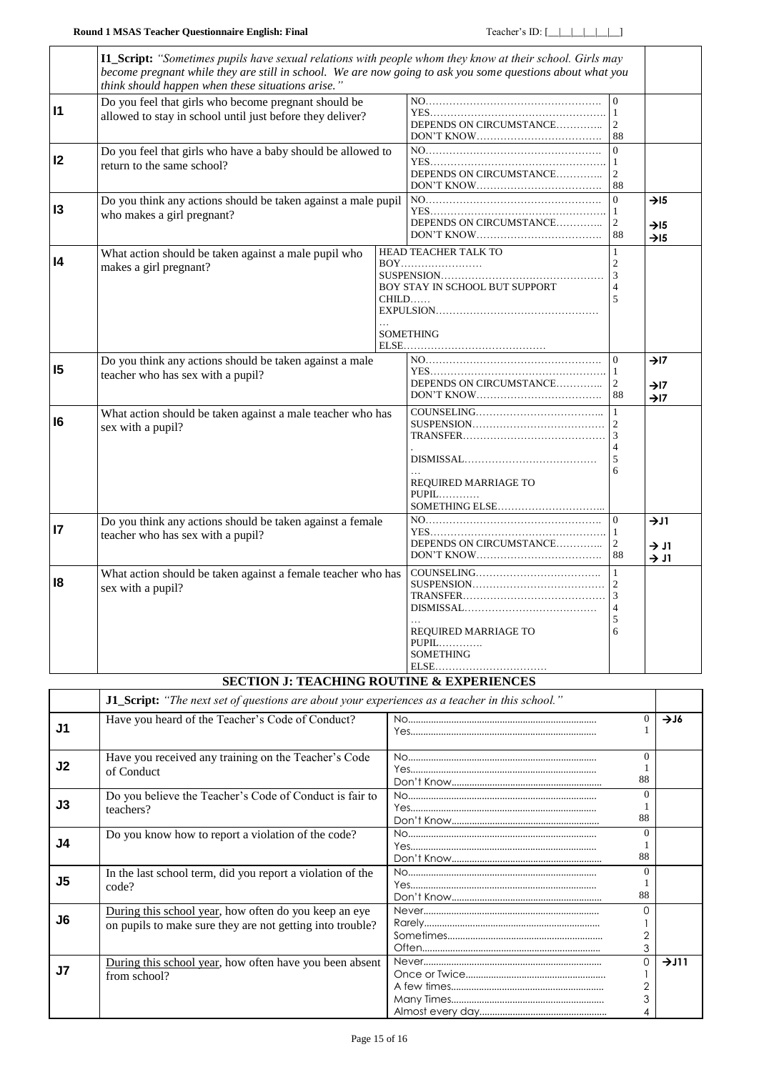| | **I1_Script:** *"Sometimes pupils have sexual relations with people whom they know at their school. Girls may become pregnant while they are still in school. We are now going to ask you some questions about what you think should happen when these situations arise."* | | | |
|---|---|---|---|---|
| **I1** | Do you feel that girls who become pregnant should be allowed to stay in school until just before they deliver? | NO……<br>YES……<br>DEPENDS ON CIRCUMSTANCE……<br>DON'T KNOW…… | 0<br>1<br>2<br>88 | |
| **I2** | Do you feel that girls who have a baby should be allowed to return to the same school? | NO……<br>YES……<br>DEPENDS ON CIRCUMSTANCE……<br>DON'T KNOW…… | 0<br>1<br>2<br>88 | |
| **I3** | Do you think any actions should be taken against a male pupil who makes a girl pregnant? | NO……<br>YES……<br>DEPENDS ON CIRCUMSTANCE……<br>DON'T KNOW…… | 0<br>1<br>2<br>88 | →I5<br><br>→I5<br>→I5 |
| **I4** | What action should be taken against a male pupil who makes a girl pregnant? | HEAD TEACHER TALK TO BOY……<br>SUSPENSION……<br>BOY STAY IN SCHOOL BUT SUPPORT CHILD……<br>EXPULSION……<br>SOMETHING ELSE…… | 1<br>2<br>3<br>4<br>5 | |
| **I5** | Do you think any actions should be taken against a male teacher who has sex with a pupil? | NO……<br>YES……<br>DEPENDS ON CIRCUMSTANCE……<br>DON'T KNOW…… | 0<br>1<br>2<br>88 | →I7<br><br>→I7<br>→I7 |
| **I6** | What action should be taken against a male teacher who has sex with a pupil? | COUNSELING……<br>SUSPENSION……<br>TRANSFER……<br>DISMISSAL……<br>REQUIRED MARRIAGE TO PUPIL……<br>SOMETHING ELSE…… | 1<br>2<br>3<br>4<br>5<br>6 | |
| **I7** | Do you think any actions should be taken against a female teacher who has sex with a pupil? | NO……<br>YES……<br>DEPENDS ON CIRCUMSTANCE……<br>DON'T KNOW…… | 0<br>1<br>2<br>88 | →J1<br><br>→ J1<br>→ J1 |
| **I8** | What action should be taken against a female teacher who has sex with a pupil? | COUNSELING……<br>SUSPENSION……<br>TRANSFER……<br>DISMISSAL……<br>REQUIRED MARRIAGE TO PUPIL……<br>SOMETHING ELSE…… | 1<br>2<br>3<br>4<br>5<br>6 | |

## SECTION J: TEACHING ROUTINE & EXPERIENCES

| | **J1_Script:** *"The next set of questions are about your experiences as a teacher in this school."* | | | |
|---|---|---|---|---|
| **J1** | Have you heard of the Teacher's Code of Conduct? | No……<br>Yes…… | 0<br>1 | →J6 |
| **J2** | Have you received any training on the Teacher's Code of Conduct | No……<br>Yes……<br>Don't Know…… | 0<br>1<br>88 | |
| **J3** | Do you believe the Teacher's Code of Conduct is fair to teachers? | No……<br>Yes……<br>Don't Know…… | 0<br>1<br>88 | |
| **J4** | Do you know how to report a violation of the code? | No……<br>Yes……<br>Don't Know…… | 0<br>1<br>88 | |
| **J5** | In the last school term, did you report a violation of the code? | No……<br>Yes……<br>Don't Know…… | 0<br>1<br>88 | |
| **J6** | During this school year, how often do you keep an eye on pupils to make sure they are not getting into trouble? | Never……<br>Rarely……<br>Sometimes……<br>Often…… | 0<br>1<br>2<br>3 | |
| **J7** | During this school year, how often have you been absent from school? | Never……<br>Once or Twice……<br>A few times……<br>Many Times……<br>Almost every day…… | 0<br>1<br>2<br>3<br>4 | →J11 |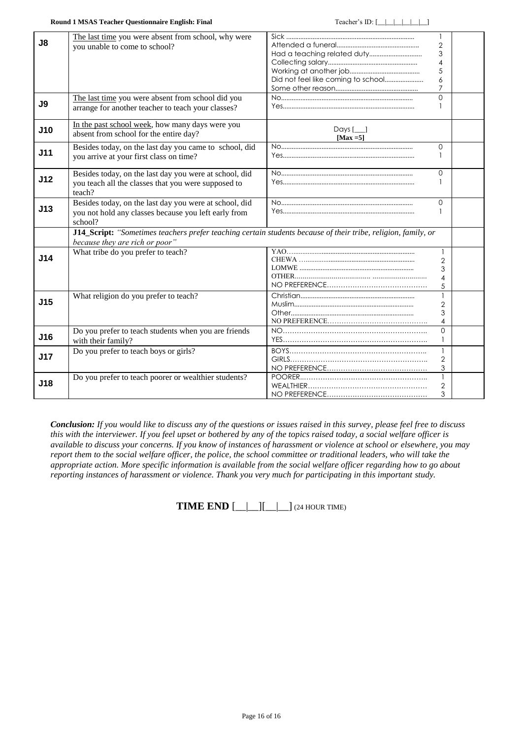| | | | |
|---|---|---|---|
| **J8** | The last time you were absent from school, why were you unable to come to school? | Sick ........ 1<br>Attended a funeral........ 2<br>Had a teaching related duty........ 3<br>Collecting salary........ 4<br>Working at another job........ 5<br>Did not feel like coming to school........ 6<br>Some other reason........ 7 | |
| **J9** | The last time you were absent from school did you arrange for another teacher to teach your classes? | No........ 0<br>Yes........ 1 | |
| **J10** | In the past school week, how many days were you absent from school for the entire day? | Days [___]<br>**[Max =5]** | |
| **J11** | Besides today, on the last day you came to school, did you arrive at your first class on time? | No........ 0<br>Yes........ 1 | |
| **J12** | Besides today, on the last day you were at school, did you teach all the classes that you were supposed to teach? | No........ 0<br>Yes........ 1 | |
| **J13** | Besides today, on the last day you were at school, did you not hold any classes because you left early from school? | No........ 0<br>Yes........ 1 | |
| | **J14_Script:** *"Sometimes teachers prefer teaching certain students because of their tribe, religion, family, or because they are rich or poor"* | | |
| **J14** | What tribe do you prefer to teach? | YAO........ 1<br>CHEWA ........ 2<br>LOMWE ........ 3<br>OTHER........ 4<br>NO PREFERENCE........ 5 | |
| **J15** | What religion do you prefer to teach? | Christian........ 1<br>Muslim........ 2<br>Other........ 3<br>NO PREFERENCE........ 4 | |
| **J16** | Do you prefer to teach students when you are friends with their family? | NO........ 0<br>YES........ 1 | |
| **J17** | Do you prefer to teach boys or girls? | BOYS........ 1<br>GIRLS........ 2<br>NO PREFERENCE........ 3 | |
| **J18** | Do you prefer to teach poorer or wealthier students? | POORER........ 1<br>WEALTHIER........ 2<br>NO PREFERENCE........ 3 | |

***Conclusion:*** *If you would like to discuss any of the questions or issues raised in this survey, please feel free to discuss this with the interviewer. If you feel upset or bothered by any of the topics raised today, a social welfare officer is available to discuss your concerns. If you know of instances of harassment or violence at school or elsewhere, you may report them to the social welfare officer, the police, the school committee or traditional leaders, who will take the appropriate action. More specific information is available from the social welfare officer regarding how to go about reporting instances of harassment or violence. Thank you very much for participating in this important study.*

**TIME END** [__|__][__|__] (24 HOUR TIME)